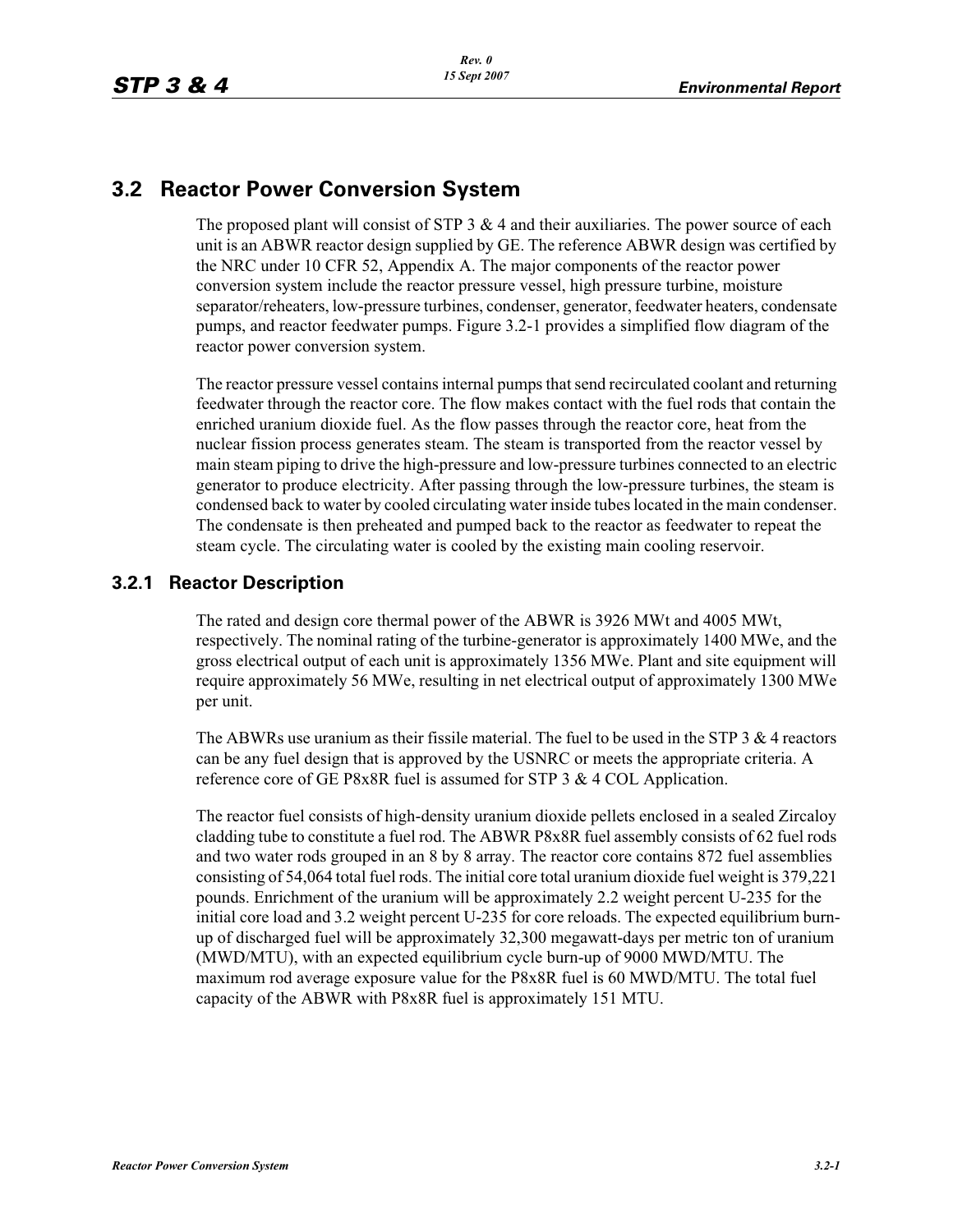## 3.2 Reactor Power Conversion System

The proposed plant will consist of STP 3 & 4 and their auxiliaries. The power source of each unit is an ABWR reactor design supplied by GE. The reference ABWR design was certified by the NRC under 10 CFR 52, Appendix A. The major components of the reactor power conversion system include the reactor pressure vessel, high pressure turbine, moisture separator/reheaters, low-pressure turbines, condenser, generator, feedwater heaters, condensate pumps, and reactor feedwater pumps. Figure 3.2-1 provides a simplified flow diagram of the reactor power conversion system.

The reactor pressure vessel contains internal pumps that send recirculated coolant and returning feedwater through the reactor core. The flow makes contact with the fuel rods that contain the enriched uranium dioxide fuel. As the flow passes through the reactor core, heat from the nuclear fission process generates steam. The steam is transported from the reactor vessel by main steam piping to drive the high-pressure and low-pressure turbines connected to an electric generator to produce electricity. After passing through the low-pressure turbines, the steam is condensed back to water by cooled circulating water inside tubes located in the main condenser. The condensate is then preheated and pumped back to the reactor as feedwater to repeat the steam cycle. The circulating water is cooled by the existing main cooling reservoir.

### 3.2.1 Reactor Description

The rated and design core thermal power of the ABWR is 3926 MWt and 4005 MWt, respectively. The nominal rating of the turbine-generator is approximately 1400 MWe, and the gross electrical output of each unit is approximately 1356 MWe. Plant and site equipment will require approximately 56 MWe, resulting in net electrical output of approximately 1300 MWe per unit.

The ABWRs use uranium as their fissile material. The fuel to be used in the STP 3 & 4 reactors can be any fuel design that is approved by the USNRC or meets the appropriate criteria. A reference core of GE P8x8R fuel is assumed for STP 3 & 4 COL Application.

The reactor fuel consists of high-density uranium dioxide pellets enclosed in a sealed Zircaloy cladding tube to constitute a fuel rod. The ABWR P8x8R fuel assembly consists of 62 fuel rods and two water rods grouped in an 8 by 8 array. The reactor core contains 872 fuel assemblies consisting of 54,064 total fuel rods. The initial core total uranium dioxide fuel weight is 379,221 pounds. Enrichment of the uranium will be approximately 2.2 weight percent U-235 for the initial core load and 3.2 weight percent U-235 for core reloads. The expected equilibrium burn-up of discharged fuel will be approximately 32,300 megawatt-days per metric ton of uranium (MWD/MTU), with an expected equilibrium cycle burn-up of 9000 MWD/MTU. The maximum rod average exposure value for the P8x8R fuel is 60 MWD/MTU. The total fuel capacity of the ABWR with P8x8R fuel is approximately 151 MTU.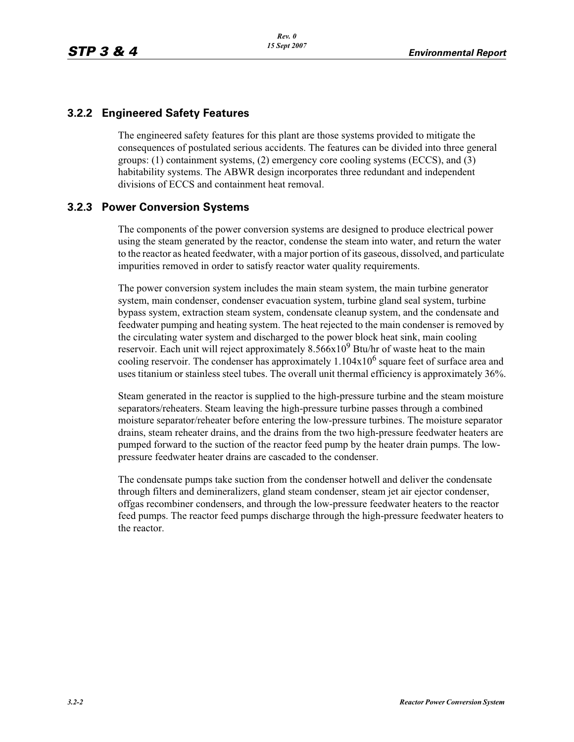### 3.2.2 Engineered Safety Features

The engineered safety features for this plant are those systems provided to mitigate the consequences of postulated serious accidents. The features can be divided into three general groups: (1) containment systems, (2) emergency core cooling systems (ECCS), and (3) habitability systems. The ABWR design incorporates three redundant and independent divisions of ECCS and containment heat removal.

### 3.2.3 Power Conversion Systems

The components of the power conversion systems are designed to produce electrical power using the steam generated by the reactor, condense the steam into water, and return the water to the reactor as heated feedwater, with a major portion of its gaseous, dissolved, and particulate impurities removed in order to satisfy reactor water quality requirements.

The power conversion system includes the main steam system, the main turbine generator system, main condenser, condenser evacuation system, turbine gland seal system, turbine bypass system, extraction steam system, condensate cleanup system, and the condensate and feedwater pumping and heating system. The heat rejected to the main condenser is removed by the circulating water system and discharged to the power block heat sink, main cooling reservoir. Each unit will reject approximately $8.566 \times 10^9$ Btu/hr of waste heat to the main cooling reservoir. The condenser has approximately $1.104 \times 10^6$ square feet of surface area and uses titanium or stainless steel tubes. The overall unit thermal efficiency is approximately 36%.

Steam generated in the reactor is supplied to the high-pressure turbine and the steam moisture separators/reheaters. Steam leaving the high-pressure turbine passes through a combined moisture separator/reheater before entering the low-pressure turbines. The moisture separator drains, steam reheater drains, and the drains from the two high-pressure feedwater heaters are pumped forward to the suction of the reactor feed pump by the heater drain pumps. The low-pressure feedwater heater drains are cascaded to the condenser.

The condensate pumps take suction from the condenser hotwell and deliver the condensate through filters and demineralizers, gland steam condenser, steam jet air ejector condenser, offgas recombiner condensers, and through the low-pressure feedwater heaters to the reactor feed pumps. The reactor feed pumps discharge through the high-pressure feedwater heaters to the reactor.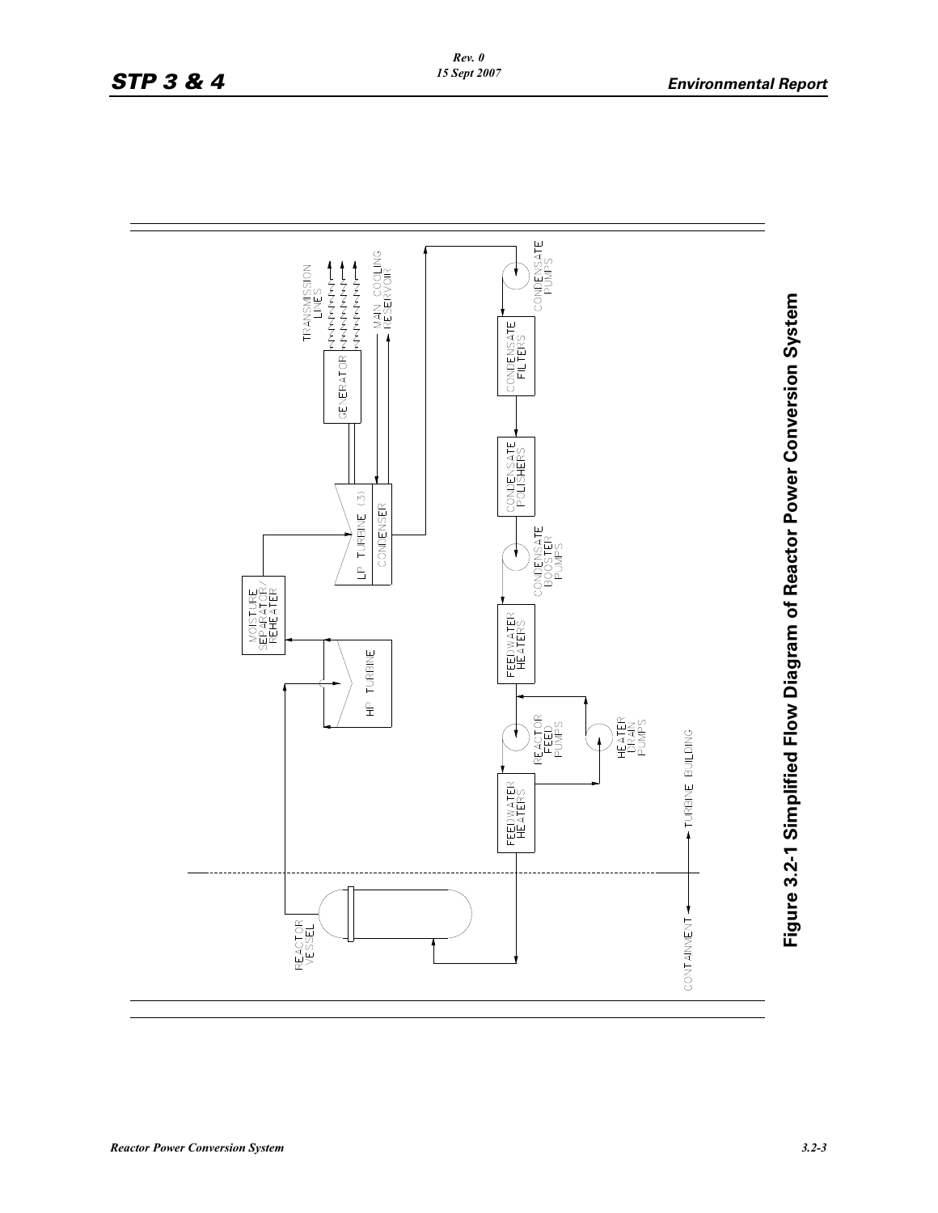REACTOR VESSEL

HP TURBINE

MOISTURE SEPARATOR/ REHEATER

LP TURBINE (3)

CONDENSER

GENERATOR

TRANSMISSION LINES

MAIN COOLING RESERVOIR

CONDENSATE PUMPS

CONDENSATE FILTERS

CONDENSATE POLISHERS

CONDENSATE BOOSTER PUMPS

FEEDWATER HEATERS

REACTOR FEED PUMPS

HEATER DRAIN PUMPS

FEEDWATER HEATERS

CONTAINMENT

TURBINE BUILDING

**Figure 3.2-1 Simplified Flow Diagram of Reactor Power Conversion System**